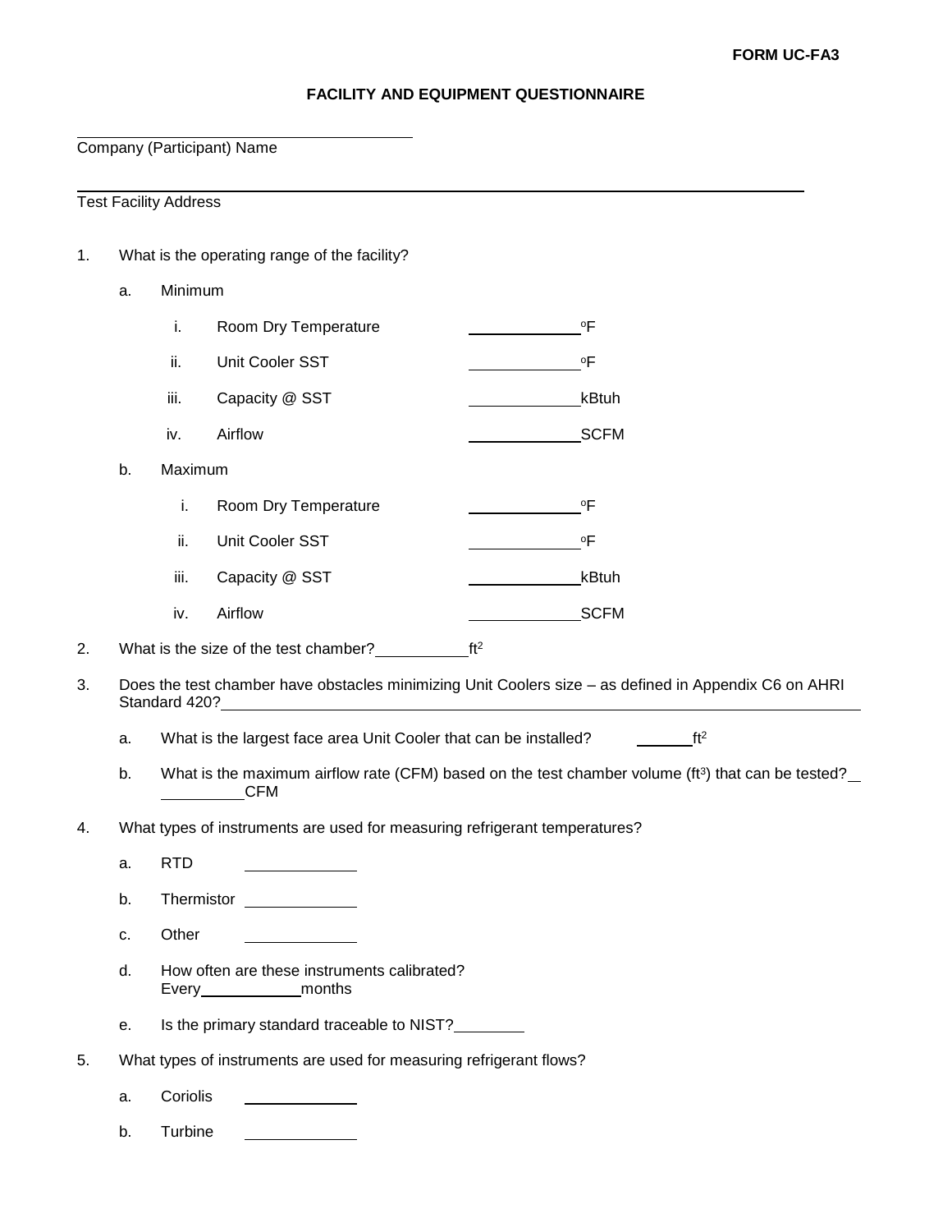**FORM UC-FA3**

# FACILITY AND EQUIPMENT QUESTIONNAIRE

\_\_\_\_\_\_\_\_\_\_\_\_\_\_\_\_\_\_\_\_\_\_\_\_\_\_\_\_\_\_\_\_\_\_\_\_\_\_
Company (Participant) Name

\_\_\_\_\_\_\_\_\_\_\_\_\_\_\_\_\_\_\_\_\_\_\_\_\_\_\_\_\_\_\_\_\_\_\_\_\_\_\_\_\_\_\_\_\_\_\_\_\_\_\_\_\_\_\_\_\_\_\_\_\_\_\_\_\_\_\_\_\_\_\_\_\_\_\_\_\_\_
Test Facility Address

1. What is the operating range of the facility?

   a. Minimum

      i. Room Dry Temperature \_\_\_\_\_\_\_\_\_\_\_\_ ºF

      ii. Unit Cooler SST \_\_\_\_\_\_\_\_\_\_\_\_ ºF

      iii. Capacity @ SST \_\_\_\_\_\_\_\_\_\_\_\_ kBtuh

      iv. Airflow \_\_\_\_\_\_\_\_\_\_\_\_ SCFM

   b. Maximum

      i. Room Dry Temperature \_\_\_\_\_\_\_\_\_\_\_\_ ºF

      ii. Unit Cooler SST \_\_\_\_\_\_\_\_\_\_\_\_ ºF

      iii. Capacity @ SST \_\_\_\_\_\_\_\_\_\_\_\_ kBtuh

      iv. Airflow \_\_\_\_\_\_\_\_\_\_\_\_ SCFM

2. What is the size of the test chamber? \_\_\_\_\_\_\_\_\_\_ $ft^2$

3. Does the test chamber have obstacles minimizing Unit Coolers size – as defined in Appendix C6 on AHRI Standard 420? \_\_\_\_\_\_\_\_\_\_\_\_\_\_\_\_\_\_\_\_\_\_\_\_\_\_\_\_\_\_\_\_\_\_\_\_\_\_\_\_\_\_\_\_

   a. What is the largest face area Unit Cooler that can be installed? \_\_\_\_\_\_ $ft^2$

   b. What is the maximum airflow rate (CFM) based on the test chamber volume ($ft^3$) that can be tested? \_\_\_\_\_\_\_\_\_\_ CFM

4. What types of instruments are used for measuring refrigerant temperatures?

   a. RTD \_\_\_\_\_\_\_\_\_\_\_\_

   b. Thermistor \_\_\_\_\_\_\_\_\_\_\_\_

   c. Other \_\_\_\_\_\_\_\_\_\_\_\_

   d. How often are these instruments calibrated?
      Every \_\_\_\_\_\_\_\_\_\_\_\_ months

   e. Is the primary standard traceable to NIST? \_\_\_\_\_\_\_\_

5. What types of instruments are used for measuring refrigerant flows?

   a. Coriolis \_\_\_\_\_\_\_\_\_\_\_\_

   b. Turbine \_\_\_\_\_\_\_\_\_\_\_\_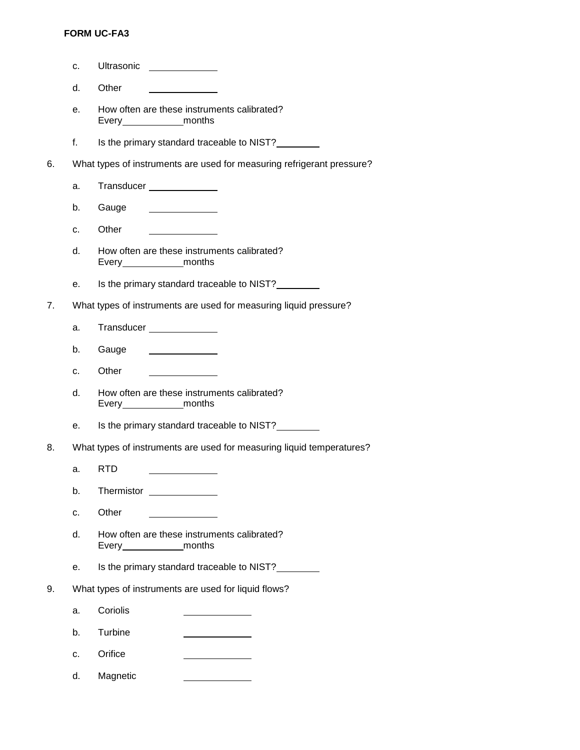**FORM UC-FA3**

c. Ultrasonic \_\_\_\_\_\_\_\_\_\_\_\_

d. Other \_\_\_\_\_\_\_\_\_\_\_\_

e. How often are these instruments calibrated?
Every\_\_\_\_\_\_\_\_\_\_\_\_months

f. Is the primary standard traceable to NIST?\_\_\_\_\_\_\_\_

6. What types of instruments are used for measuring refrigerant pressure?

   a. Transducer \_\_\_\_\_\_\_\_\_\_\_\_

   b. Gauge \_\_\_\_\_\_\_\_\_\_\_\_

   c. Other \_\_\_\_\_\_\_\_\_\_\_\_

   d. How often are these instruments calibrated?
   Every\_\_\_\_\_\_\_\_\_\_\_\_months

   e. Is the primary standard traceable to NIST?\_\_\_\_\_\_\_\_

7. What types of instruments are used for measuring liquid pressure?

   a. Transducer \_\_\_\_\_\_\_\_\_\_\_\_

   b. Gauge \_\_\_\_\_\_\_\_\_\_\_\_

   c. Other \_\_\_\_\_\_\_\_\_\_\_\_

   d. How often are these instruments calibrated?
   Every\_\_\_\_\_\_\_\_\_\_\_\_months

   e. Is the primary standard traceable to NIST?\_\_\_\_\_\_\_\_

8. What types of instruments are used for measuring liquid temperatures?

   a. RTD \_\_\_\_\_\_\_\_\_\_\_\_

   b. Thermistor \_\_\_\_\_\_\_\_\_\_\_\_

   c. Other \_\_\_\_\_\_\_\_\_\_\_\_

   d. How often are these instruments calibrated?
   Every\_\_\_\_\_\_\_\_\_\_\_\_months

   e. Is the primary standard traceable to NIST?\_\_\_\_\_\_\_\_

9. What types of instruments are used for liquid flows?

   a. Coriolis \_\_\_\_\_\_\_\_\_\_\_\_

   b. Turbine \_\_\_\_\_\_\_\_\_\_\_\_

   c. Orifice \_\_\_\_\_\_\_\_\_\_\_\_

   d. Magnetic \_\_\_\_\_\_\_\_\_\_\_\_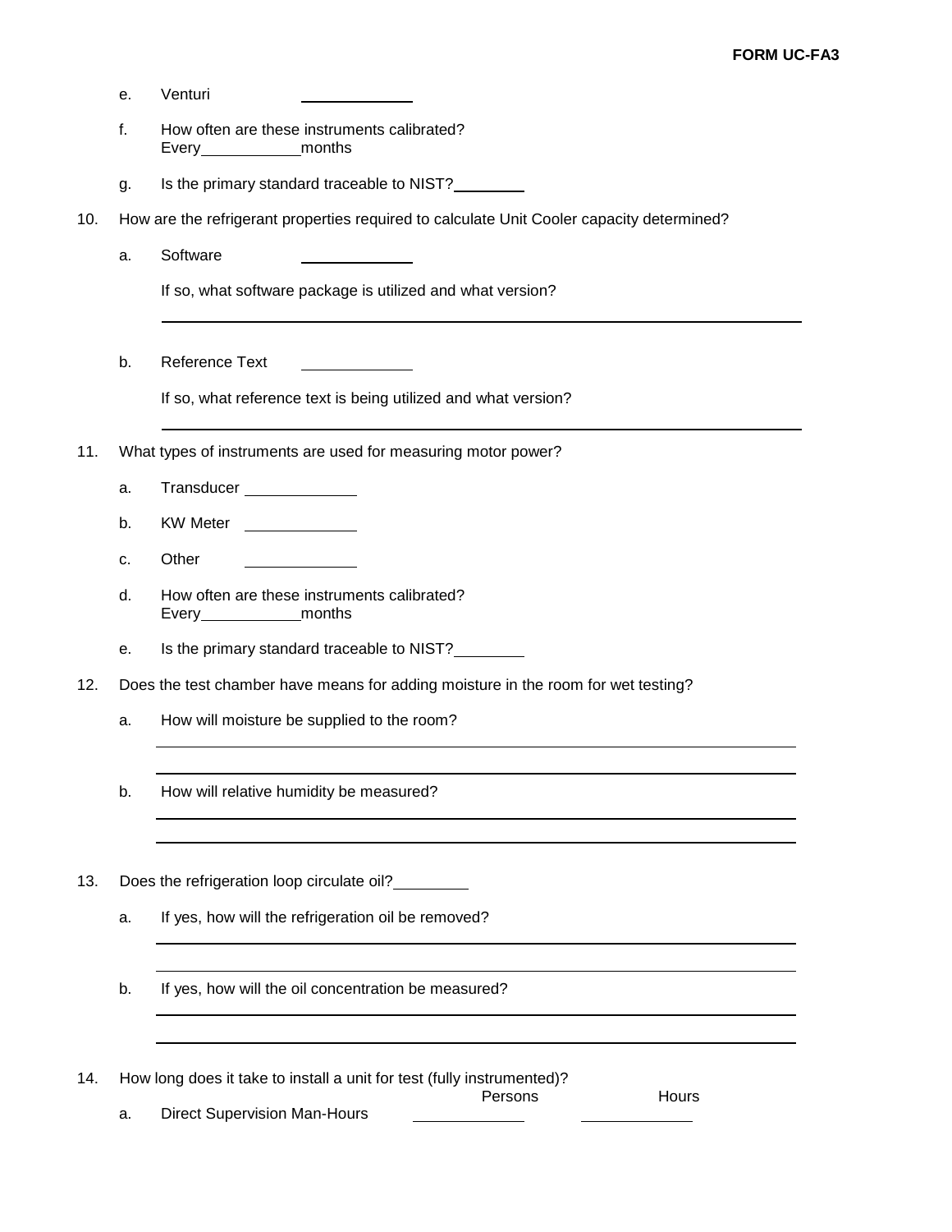e. Venturi ____________

f. How often are these instruments calibrated?
Every__________months

g. Is the primary standard traceable to NIST?________

10. How are the refrigerant properties required to calculate Unit Cooler capacity determined?

a. Software ____________

If so, what software package is utilized and what version?

______________________________________________________________________

b. Reference Text ____________

If so, what reference text is being utilized and what version?

______________________________________________________________________

11. What types of instruments are used for measuring motor power?

a. Transducer ____________

b. KW Meter ____________

c. Other ____________

d. How often are these instruments calibrated?
Every__________months

e. Is the primary standard traceable to NIST?________

12. Does the test chamber have means for adding moisture in the room for wet testing?

a. How will moisture be supplied to the room?

______________________________________________________________________

______________________________________________________________________

b. How will relative humidity be measured?

______________________________________________________________________

______________________________________________________________________

13. Does the refrigeration loop circulate oil?________

a. If yes, how will the refrigeration oil be removed?

______________________________________________________________________

______________________________________________________________________

b. If yes, how will the oil concentration be measured?

______________________________________________________________________

______________________________________________________________________

14. How long does it take to install a unit for test (fully instrumented)?

| | Persons | Hours |
|---|---|---|
| a. Direct Supervision Man-Hours | ____________ | ____________ |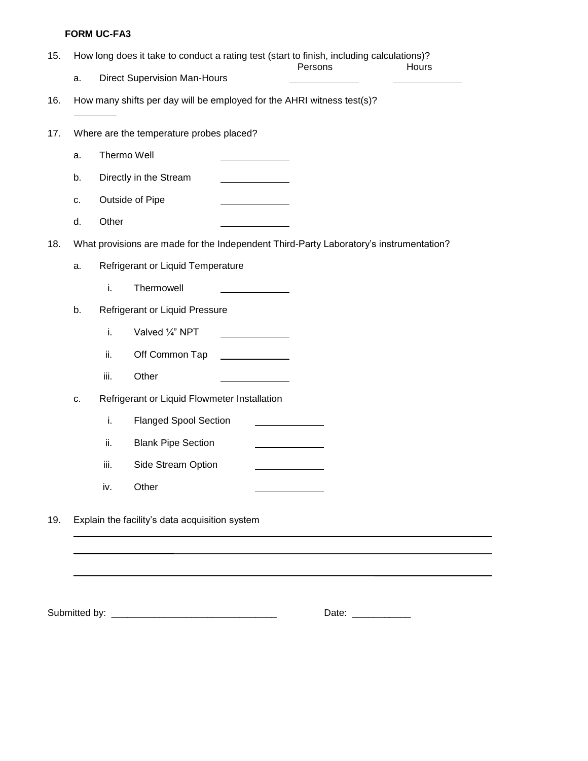**FORM UC-FA3**

15. How long does it take to conduct a rating test (start to finish, including calculations)?

| | Persons | Hours |
|---|---|---|
| a. Direct Supervision Man-Hours | ____________ | ____________ |

16. How many shifts per day will be employed for the AHRI witness test(s)?

    ________

17. Where are the temperature probes placed?

    a. Thermo Well ____________

    b. Directly in the Stream ____________

    c. Outside of Pipe ____________

    d. Other ____________

18. What provisions are made for the Independent Third-Party Laboratory's instrumentation?

    a. Refrigerant or Liquid Temperature

        i. Thermowell ____________

    b. Refrigerant or Liquid Pressure

        i. Valved ¼" NPT ____________

        ii. Off Common Tap ____________

        iii. Other ____________

    c. Refrigerant or Liquid Flowmeter Installation

        i. Flanged Spool Section ____________

        ii. Blank Pipe Section ____________

        iii. Side Stream Option ____________

        iv. Other ____________

19. Explain the facility's data acquisition system

    ______________________________________________________________________

    ______________________________________________________________________

    ______________________________________________________________________

Submitted by: ______________________________ Date: ___________